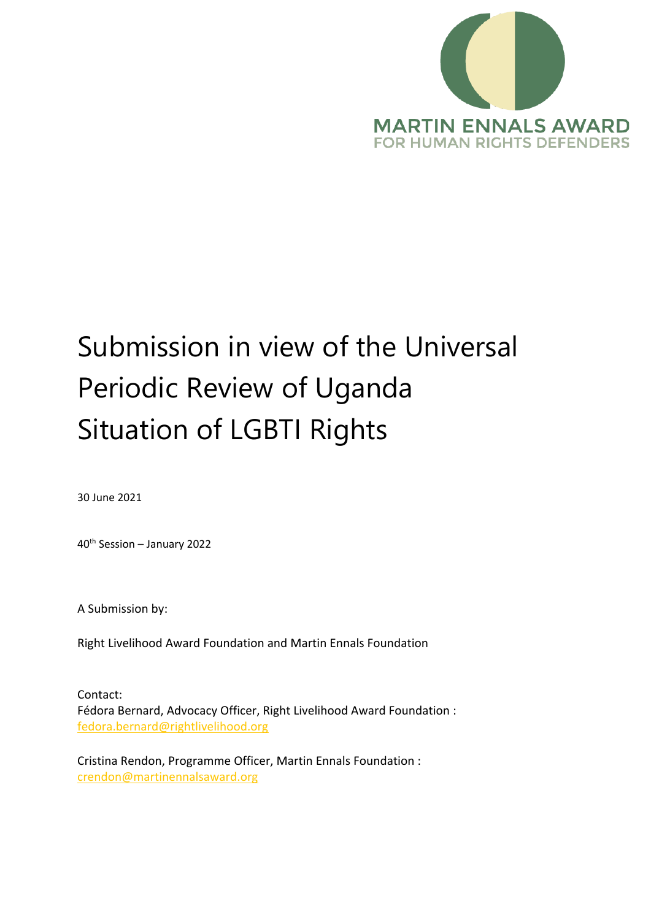MARTIN ENNALS AWARD
FOR HUMAN RIGHTS DEFENDERS

# Submission in view of the Universal Periodic Review of Uganda Situation of LGBTI Rights

30 June 2021

40th Session – January 2022

A Submission by:

Right Livelihood Award Foundation and Martin Ennals Foundation

Contact:
Fédora Bernard, Advocacy Officer, Right Livelihood Award Foundation : fedora.bernard@rightlivelihood.org

Cristina Rendon, Programme Officer, Martin Ennals Foundation : crendon@martinennalsaward.org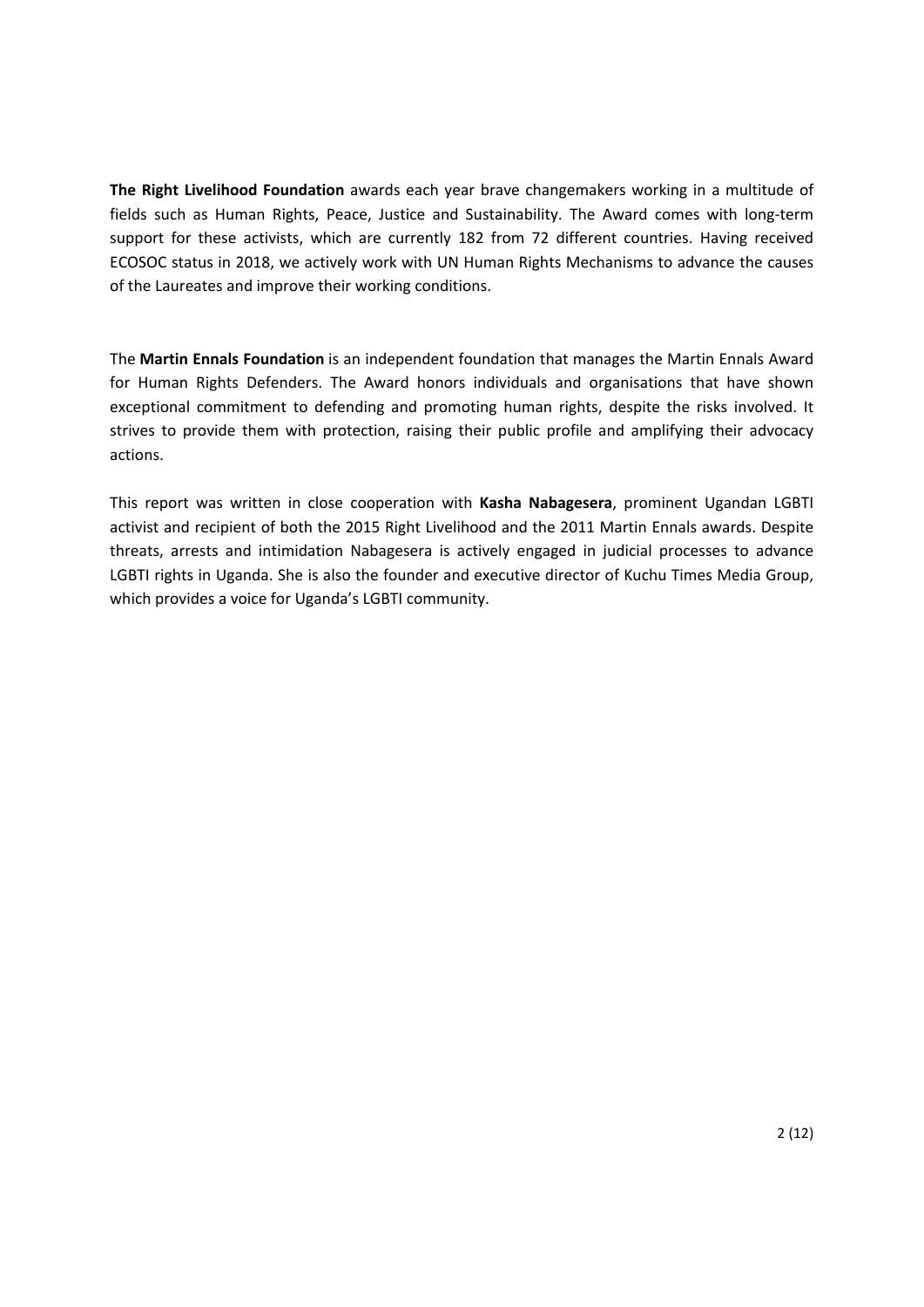**The Right Livelihood Foundation** awards each year brave changemakers working in a multitude of fields such as Human Rights, Peace, Justice and Sustainability. The Award comes with long-term support for these activists, which are currently 182 from 72 different countries. Having received ECOSOC status in 2018, we actively work with UN Human Rights Mechanisms to advance the causes of the Laureates and improve their working conditions.

The **Martin Ennals Foundation** is an independent foundation that manages the Martin Ennals Award for Human Rights Defenders. The Award honors individuals and organisations that have shown exceptional commitment to defending and promoting human rights, despite the risks involved. It strives to provide them with protection, raising their public profile and amplifying their advocacy actions.

This report was written in close cooperation with **Kasha Nabagesera**, prominent Ugandan LGBTI activist and recipient of both the 2015 Right Livelihood and the 2011 Martin Ennals awards. Despite threats, arrests and intimidation Nabagesera is actively engaged in judicial processes to advance LGBTI rights in Uganda. She is also the founder and executive director of Kuchu Times Media Group, which provides a voice for Uganda's LGBTI community.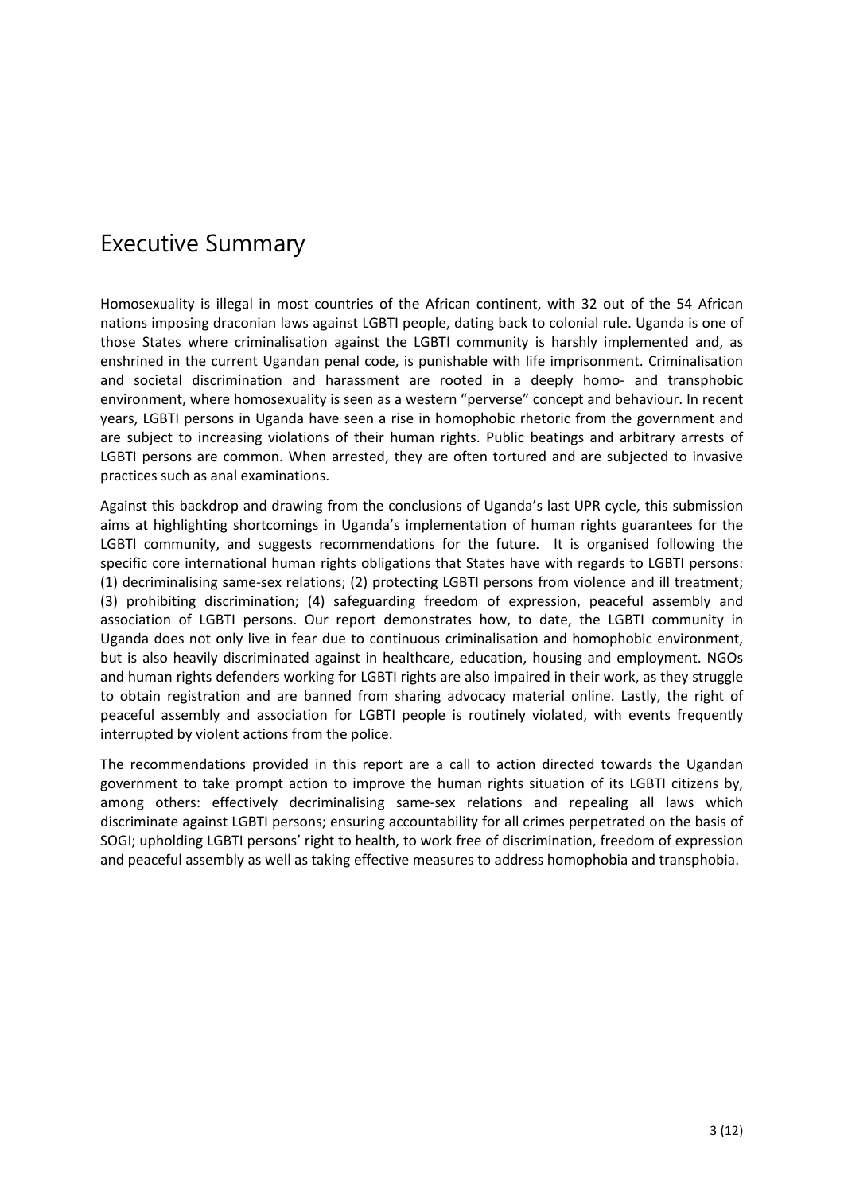# Executive Summary

Homosexuality is illegal in most countries of the African continent, with 32 out of the 54 African nations imposing draconian laws against LGBTI people, dating back to colonial rule. Uganda is one of those States where criminalisation against the LGBTI community is harshly implemented and, as enshrined in the current Ugandan penal code, is punishable with life imprisonment. Criminalisation and societal discrimination and harassment are rooted in a deeply homo- and transphobic environment, where homosexuality is seen as a western "perverse" concept and behaviour. In recent years, LGBTI persons in Uganda have seen a rise in homophobic rhetoric from the government and are subject to increasing violations of their human rights. Public beatings and arbitrary arrests of LGBTI persons are common. When arrested, they are often tortured and are subjected to invasive practices such as anal examinations.

Against this backdrop and drawing from the conclusions of Uganda's last UPR cycle, this submission aims at highlighting shortcomings in Uganda's implementation of human rights guarantees for the LGBTI community, and suggests recommendations for the future. It is organised following the specific core international human rights obligations that States have with regards to LGBTI persons: (1) decriminalising same-sex relations; (2) protecting LGBTI persons from violence and ill treatment; (3) prohibiting discrimination; (4) safeguarding freedom of expression, peaceful assembly and association of LGBTI persons. Our report demonstrates how, to date, the LGBTI community in Uganda does not only live in fear due to continuous criminalisation and homophobic environment, but is also heavily discriminated against in healthcare, education, housing and employment. NGOs and human rights defenders working for LGBTI rights are also impaired in their work, as they struggle to obtain registration and are banned from sharing advocacy material online. Lastly, the right of peaceful assembly and association for LGBTI people is routinely violated, with events frequently interrupted by violent actions from the police.

The recommendations provided in this report are a call to action directed towards the Ugandan government to take prompt action to improve the human rights situation of its LGBTI citizens by, among others: effectively decriminalising same-sex relations and repealing all laws which discriminate against LGBTI persons; ensuring accountability for all crimes perpetrated on the basis of SOGI; upholding LGBTI persons' right to health, to work free of discrimination, freedom of expression and peaceful assembly as well as taking effective measures to address homophobia and transphobia.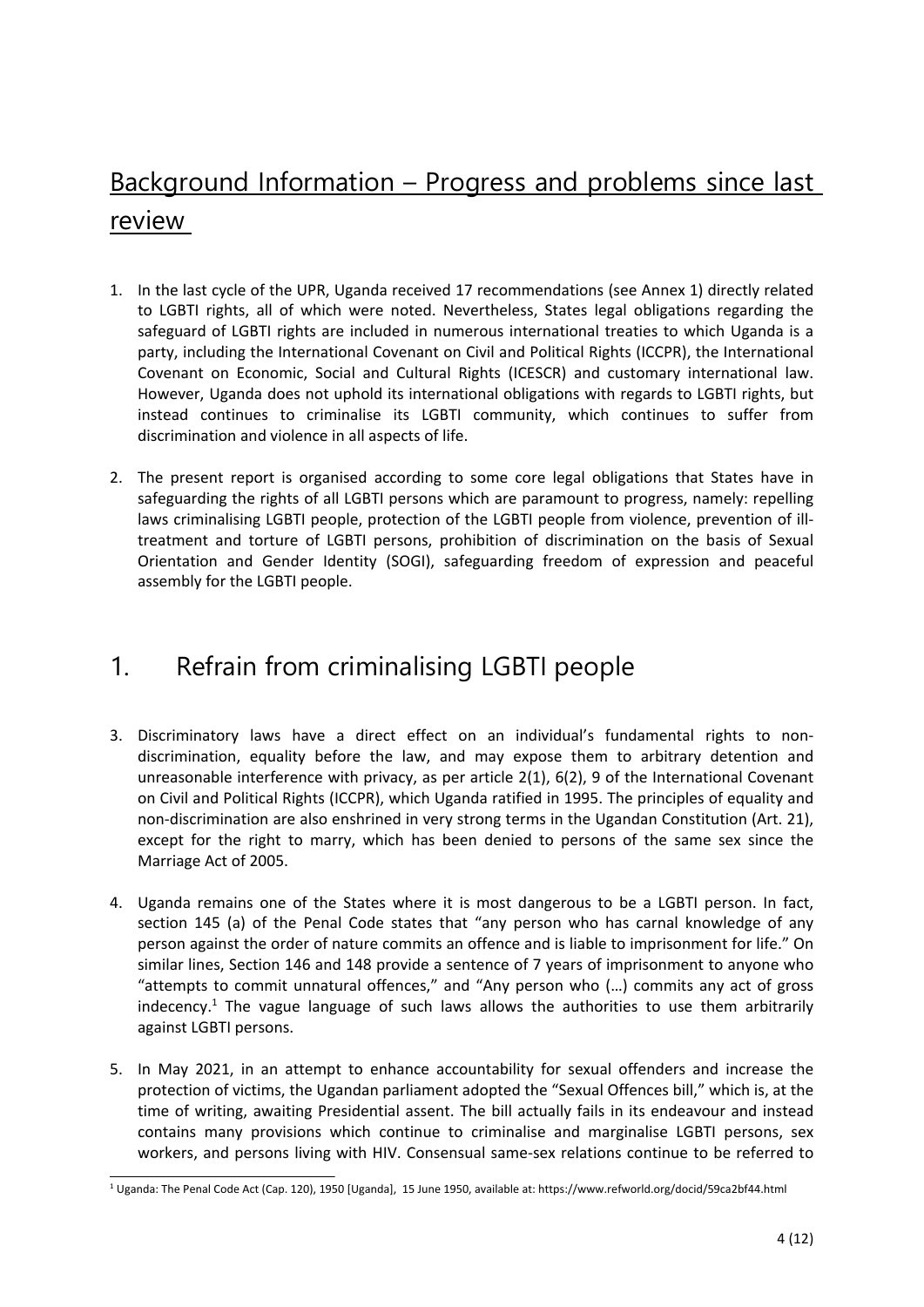## Background Information – Progress and problems since last review

1. In the last cycle of the UPR, Uganda received 17 recommendations (see Annex 1) directly related to LGBTI rights, all of which were noted. Nevertheless, States legal obligations regarding the safeguard of LGBTI rights are included in numerous international treaties to which Uganda is a party, including the International Covenant on Civil and Political Rights (ICCPR), the International Covenant on Economic, Social and Cultural Rights (ICESCR) and customary international law. However, Uganda does not uphold its international obligations with regards to LGBTI rights, but instead continues to criminalise its LGBTI community, which continues to suffer from discrimination and violence in all aspects of life.

2. The present report is organised according to some core legal obligations that States have in safeguarding the rights of all LGBTI persons which are paramount to progress, namely: repelling laws criminalising LGBTI people, protection of the LGBTI people from violence, prevention of ill-treatment and torture of LGBTI persons, prohibition of discrimination on the basis of Sexual Orientation and Gender Identity (SOGI), safeguarding freedom of expression and peaceful assembly for the LGBTI people.

# 1. Refrain from criminalising LGBTI people

3. Discriminatory laws have a direct effect on an individual's fundamental rights to non-discrimination, equality before the law, and may expose them to arbitrary detention and unreasonable interference with privacy, as per article 2(1), 6(2), 9 of the International Covenant on Civil and Political Rights (ICCPR), which Uganda ratified in 1995. The principles of equality and non-discrimination are also enshrined in very strong terms in the Ugandan Constitution (Art. 21), except for the right to marry, which has been denied to persons of the same sex since the Marriage Act of 2005.

4. Uganda remains one of the States where it is most dangerous to be a LGBTI person. In fact, section 145 (a) of the Penal Code states that "any person who has carnal knowledge of any person against the order of nature commits an offence and is liable to imprisonment for life." On similar lines, Section 146 and 148 provide a sentence of 7 years of imprisonment to anyone who "attempts to commit unnatural offences," and "Any person who (…) commits any act of gross indecency.[1] The vague language of such laws allows the authorities to use them arbitrarily against LGBTI persons.

5. In May 2021, in an attempt to enhance accountability for sexual offenders and increase the protection of victims, the Ugandan parliament adopted the "Sexual Offences bill," which is, at the time of writing, awaiting Presidential assent. The bill actually fails in its endeavour and instead contains many provisions which continue to criminalise and marginalise LGBTI persons, sex workers, and persons living with HIV. Consensual same-sex relations continue to be referred to

[1] Uganda: The Penal Code Act (Cap. 120), 1950 [Uganda], 15 June 1950, available at: https://www.refworld.org/docid/59ca2bf44.html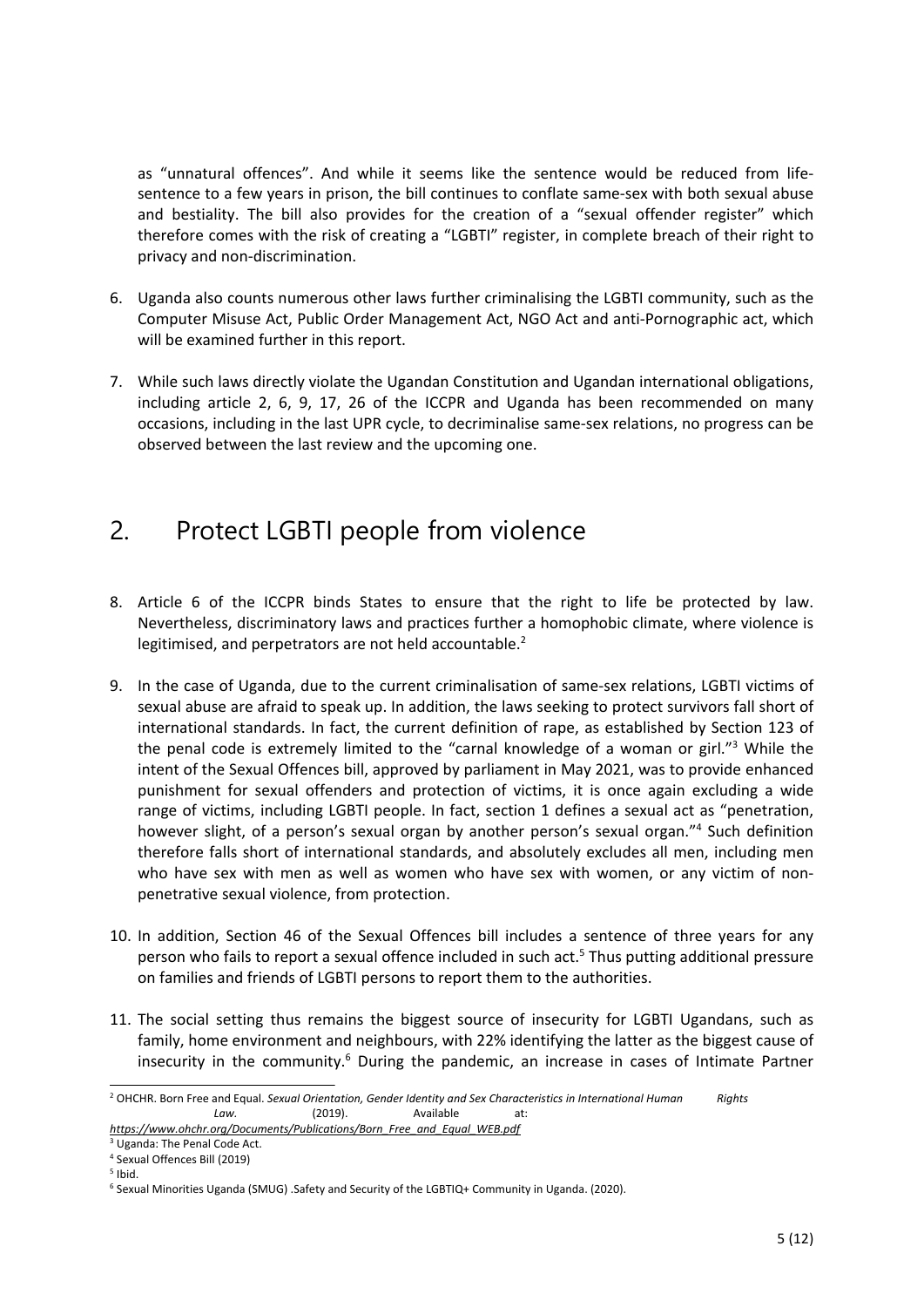as "unnatural offences". And while it seems like the sentence would be reduced from life-sentence to a few years in prison, the bill continues to conflate same-sex with both sexual abuse and bestiality. The bill also provides for the creation of a "sexual offender register" which therefore comes with the risk of creating a "LGBTI" register, in complete breach of their right to privacy and non-discrimination.

6. Uganda also counts numerous other laws further criminalising the LGBTI community, such as the Computer Misuse Act, Public Order Management Act, NGO Act and anti-Pornographic act, which will be examined further in this report.

7. While such laws directly violate the Ugandan Constitution and Ugandan international obligations, including article 2, 6, 9, 17, 26 of the ICCPR and Uganda has been recommended on many occasions, including in the last UPR cycle, to decriminalise same-sex relations, no progress can be observed between the last review and the upcoming one.

## 2. Protect LGBTI people from violence

8. Article 6 of the ICCPR binds States to ensure that the right to life be protected by law. Nevertheless, discriminatory laws and practices further a homophobic climate, where violence is legitimised, and perpetrators are not held accountable.[2]

9. In the case of Uganda, due to the current criminalisation of same-sex relations, LGBTI victims of sexual abuse are afraid to speak up. In addition, the laws seeking to protect survivors fall short of international standards. In fact, the current definition of rape, as established by Section 123 of the penal code is extremely limited to the "carnal knowledge of a woman or girl."[3] While the intent of the Sexual Offences bill, approved by parliament in May 2021, was to provide enhanced punishment for sexual offenders and protection of victims, it is once again excluding a wide range of victims, including LGBTI people. In fact, section 1 defines a sexual act as "penetration, however slight, of a person's sexual organ by another person's sexual organ."[4] Such definition therefore falls short of international standards, and absolutely excludes all men, including men who have sex with men as well as women who have sex with women, or any victim of non-penetrative sexual violence, from protection.

10. In addition, Section 46 of the Sexual Offences bill includes a sentence of three years for any person who fails to report a sexual offence included in such act.[5] Thus putting additional pressure on families and friends of LGBTI persons to report them to the authorities.

11. The social setting thus remains the biggest source of insecurity for LGBTI Ugandans, such as family, home environment and neighbours, with 22% identifying the latter as the biggest cause of insecurity in the community.[6] During the pandemic, an increase in cases of Intimate Partner

---

[2] OHCHR. Born Free and Equal. *Sexual Orientation, Gender Identity and Sex Characteristics in International Human Rights Law.* (2019). Available at: *https://www.ohchr.org/Documents/Publications/Born_Free_and_Equal_WEB.pdf*

[3] Uganda: The Penal Code Act.

[4] Sexual Offences Bill (2019)

[5] Ibid.

[6] Sexual Minorities Uganda (SMUG) .Safety and Security of the LGBTIQ+ Community in Uganda. (2020).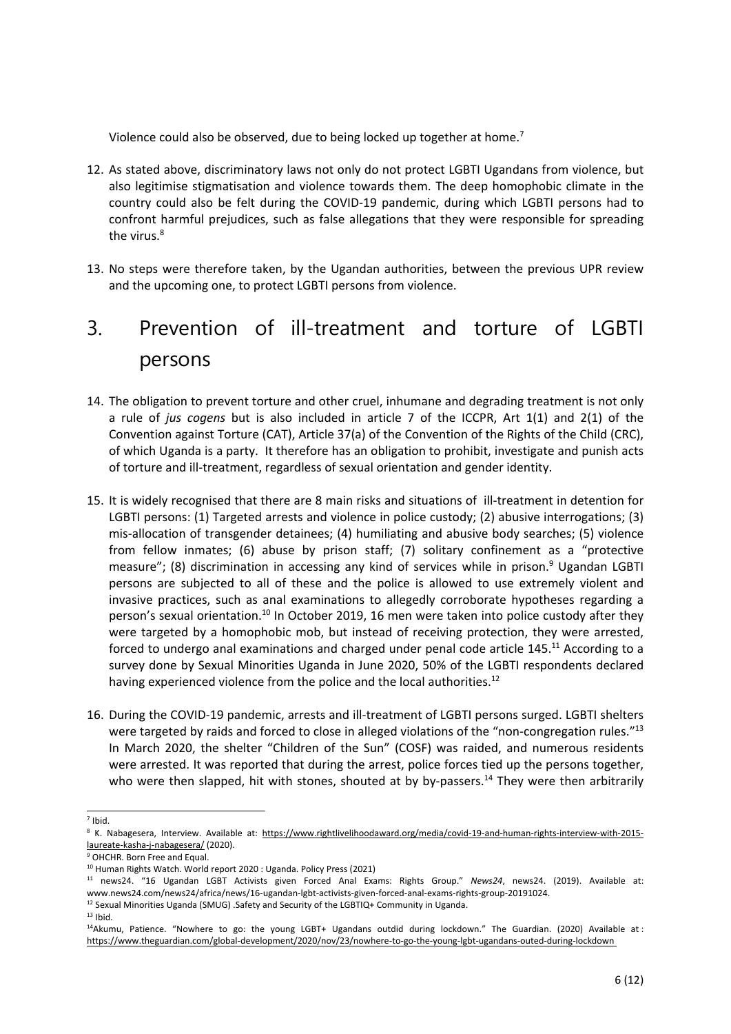Violence could also be observed, due to being locked up together at home.[7]

12. As stated above, discriminatory laws not only do not protect LGBTI Ugandans from violence, but also legitimise stigmatisation and violence towards them. The deep homophobic climate in the country could also be felt during the COVID-19 pandemic, during which LGBTI persons had to confront harmful prejudices, such as false allegations that they were responsible for spreading the virus.[8]

13. No steps were therefore taken, by the Ugandan authorities, between the previous UPR review and the upcoming one, to protect LGBTI persons from violence.

# 3. Prevention of ill-treatment and torture of LGBTI persons

14. The obligation to prevent torture and other cruel, inhumane and degrading treatment is not only a rule of *jus cogens* but is also included in article 7 of the ICCPR, Art 1(1) and 2(1) of the Convention against Torture (CAT), Article 37(a) of the Convention of the Rights of the Child (CRC), of which Uganda is a party. It therefore has an obligation to prohibit, investigate and punish acts of torture and ill-treatment, regardless of sexual orientation and gender identity.

15. It is widely recognised that there are 8 main risks and situations of ill-treatment in detention for LGBTI persons: (1) Targeted arrests and violence in police custody; (2) abusive interrogations; (3) mis-allocation of transgender detainees; (4) humiliating and abusive body searches; (5) violence from fellow inmates; (6) abuse by prison staff; (7) solitary confinement as a "protective measure"; (8) discrimination in accessing any kind of services while in prison.[9] Ugandan LGBTI persons are subjected to all of these and the police is allowed to use extremely violent and invasive practices, such as anal examinations to allegedly corroborate hypotheses regarding a person's sexual orientation.[10] In October 2019, 16 men were taken into police custody after they were targeted by a homophobic mob, but instead of receiving protection, they were arrested, forced to undergo anal examinations and charged under penal code article 145.[11] According to a survey done by Sexual Minorities Uganda in June 2020, 50% of the LGBTI respondents declared having experienced violence from the police and the local authorities.[12]

16. During the COVID-19 pandemic, arrests and ill-treatment of LGBTI persons surged. LGBTI shelters were targeted by raids and forced to close in alleged violations of the "non-congregation rules."[13] In March 2020, the shelter "Children of the Sun" (COSF) was raided, and numerous residents were arrested. It was reported that during the arrest, police forces tied up the persons together, who were then slapped, hit with stones, shouted at by by-passers.[14] They were then arbitrarily

---

[7] Ibid.

[8] K. Nabagesera, Interview. Available at: https://www.rightlivelihoodaward.org/media/covid-19-and-human-rights-interview-with-2015-laureate-kasha-j-nabagesera/ (2020).

[9] OHCHR. Born Free and Equal.

[10] Human Rights Watch. World report 2020 : Uganda. Policy Press (2021)

[11] news24. "16 Ugandan LGBT Activists given Forced Anal Exams: Rights Group." *News24*, news24. (2019). Available at: www.news24.com/news24/africa/news/16-ugandan-lgbt-activists-given-forced-anal-exams-rights-group-20191024.

[12] Sexual Minorities Uganda (SMUG) .Safety and Security of the LGBTIQ+ Community in Uganda.

[13] Ibid.

[14] Akumu, Patience. "Nowhere to go: the young LGBT+ Ugandans outdid during lockdown." The Guardian. (2020) Available at : https://www.theguardian.com/global-development/2020/nov/23/nowhere-to-go-the-young-lgbt-ugandans-outed-during-lockdown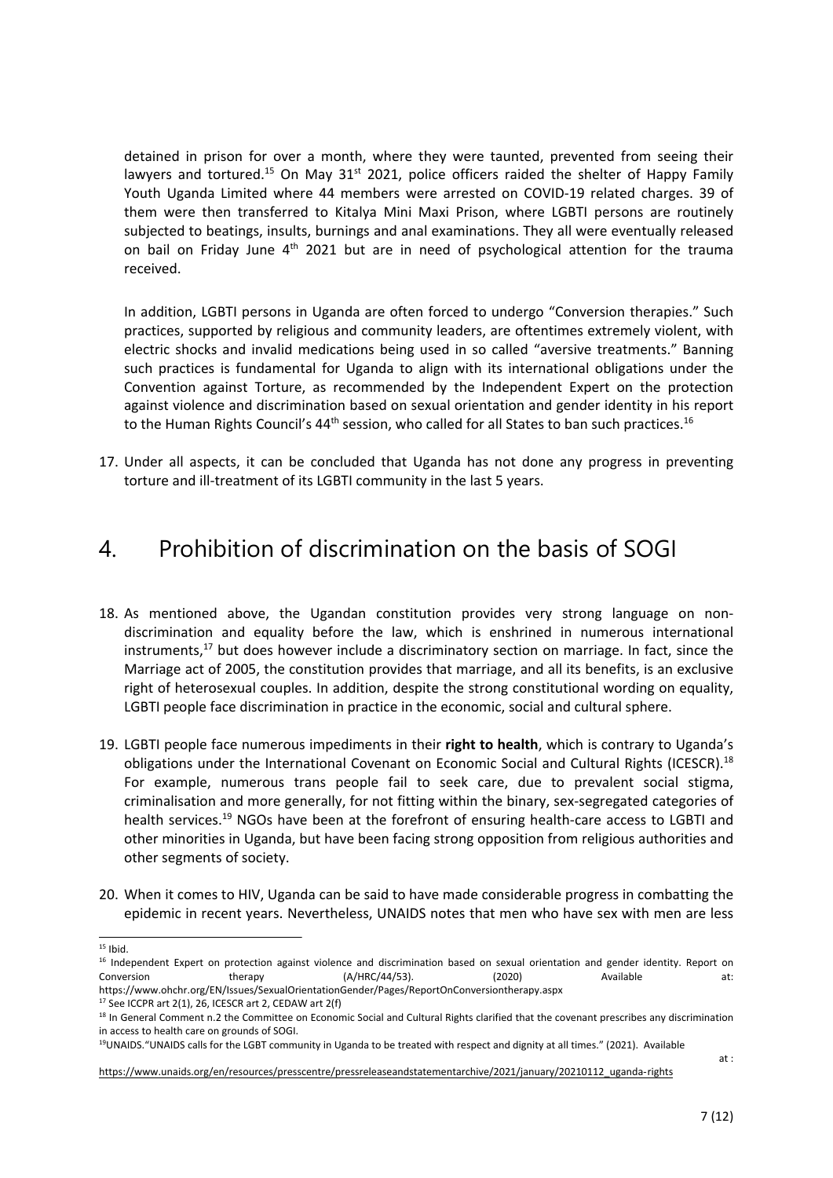detained in prison for over a month, where they were taunted, prevented from seeing their lawyers and tortured.[15] On May 31st 2021, police officers raided the shelter of Happy Family Youth Uganda Limited where 44 members were arrested on COVID-19 related charges. 39 of them were then transferred to Kitalya Mini Maxi Prison, where LGBTI persons are routinely subjected to beatings, insults, burnings and anal examinations. They all were eventually released on bail on Friday June 4th 2021 but are in need of psychological attention for the trauma received.

In addition, LGBTI persons in Uganda are often forced to undergo "Conversion therapies." Such practices, supported by religious and community leaders, are oftentimes extremely violent, with electric shocks and invalid medications being used in so called "aversive treatments." Banning such practices is fundamental for Uganda to align with its international obligations under the Convention against Torture, as recommended by the Independent Expert on the protection against violence and discrimination based on sexual orientation and gender identity in his report to the Human Rights Council's 44th session, who called for all States to ban such practices.[16]

17. Under all aspects, it can be concluded that Uganda has not done any progress in preventing torture and ill-treatment of its LGBTI community in the last 5 years.

## 4. Prohibition of discrimination on the basis of SOGI

18. As mentioned above, the Ugandan constitution provides very strong language on non-discrimination and equality before the law, which is enshrined in numerous international instruments,[17] but does however include a discriminatory section on marriage. In fact, since the Marriage act of 2005, the constitution provides that marriage, and all its benefits, is an exclusive right of heterosexual couples. In addition, despite the strong constitutional wording on equality, LGBTI people face discrimination in practice in the economic, social and cultural sphere.

19. LGBTI people face numerous impediments in their **right to health**, which is contrary to Uganda's obligations under the International Covenant on Economic Social and Cultural Rights (ICESCR).[18] For example, numerous trans people fail to seek care, due to prevalent social stigma, criminalisation and more generally, for not fitting within the binary, sex-segregated categories of health services.[19] NGOs have been at the forefront of ensuring health-care access to LGBTI and other minorities in Uganda, but have been facing strong opposition from religious authorities and other segments of society.

20. When it comes to HIV, Uganda can be said to have made considerable progress in combatting the epidemic in recent years. Nevertheless, UNAIDS notes that men who have sex with men are less

---

[15] Ibid.

[16] Independent Expert on protection against violence and discrimination based on sexual orientation and gender identity. Report on Conversion therapy (A/HRC/44/53). (2020) Available at: https://www.ohchr.org/EN/Issues/SexualOrientationGender/Pages/ReportOnConversiontherapy.aspx

[17] See ICCPR art 2(1), 26, ICESCR art 2, CEDAW art 2(f)

[18] In General Comment n.2 the Committee on Economic Social and Cultural Rights clarified that the covenant prescribes any discrimination in access to health care on grounds of SOGI.

[19] UNAIDS."UNAIDS calls for the LGBT community in Uganda to be treated with respect and dignity at all times." (2021). Available at : https://www.unaids.org/en/resources/presscentre/pressreleaseandstatementarchive/2021/january/20210112_uganda-rights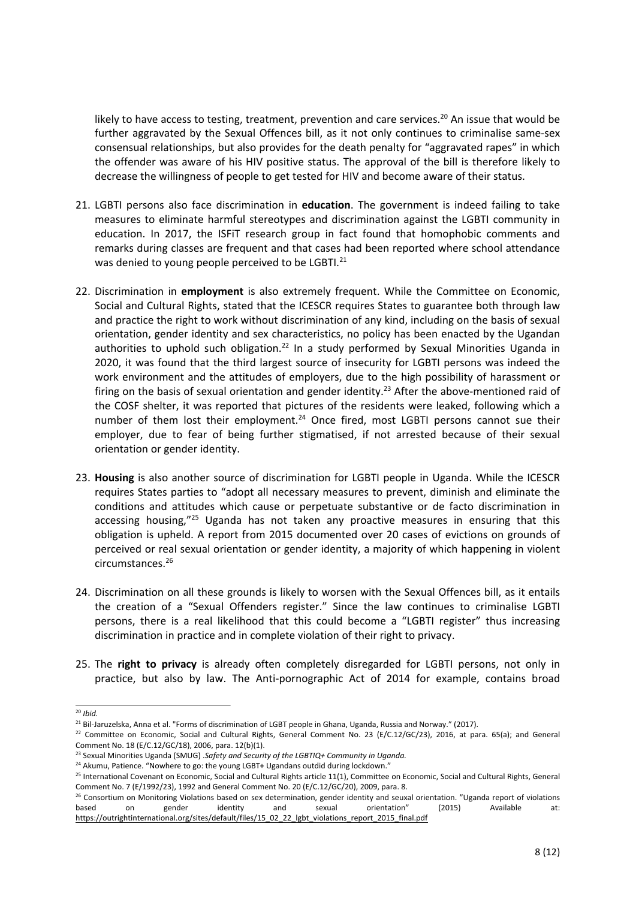likely to have access to testing, treatment, prevention and care services.[20] An issue that would be further aggravated by the Sexual Offences bill, as it not only continues to criminalise same-sex consensual relationships, but also provides for the death penalty for "aggravated rapes" in which the offender was aware of his HIV positive status. The approval of the bill is therefore likely to decrease the willingness of people to get tested for HIV and become aware of their status.

21. LGBTI persons also face discrimination in **education**. The government is indeed failing to take measures to eliminate harmful stereotypes and discrimination against the LGBTI community in education. In 2017, the ISFiT research group in fact found that homophobic comments and remarks during classes are frequent and that cases had been reported where school attendance was denied to young people perceived to be LGBTI.[21]

22. Discrimination in **employment** is also extremely frequent. While the Committee on Economic, Social and Cultural Rights, stated that the ICESCR requires States to guarantee both through law and practice the right to work without discrimination of any kind, including on the basis of sexual orientation, gender identity and sex characteristics, no policy has been enacted by the Ugandan authorities to uphold such obligation.[22] In a study performed by Sexual Minorities Uganda in 2020, it was found that the third largest source of insecurity for LGBTI persons was indeed the work environment and the attitudes of employers, due to the high possibility of harassment or firing on the basis of sexual orientation and gender identity.[23] After the above-mentioned raid of the COSF shelter, it was reported that pictures of the residents were leaked, following which a number of them lost their employment.[24] Once fired, most LGBTI persons cannot sue their employer, due to fear of being further stigmatised, if not arrested because of their sexual orientation or gender identity.

23. **Housing** is also another source of discrimination for LGBTI people in Uganda. While the ICESCR requires States parties to "adopt all necessary measures to prevent, diminish and eliminate the conditions and attitudes which cause or perpetuate substantive or de facto discrimination in accessing housing,"[25] Uganda has not taken any proactive measures in ensuring that this obligation is upheld. A report from 2015 documented over 20 cases of evictions on grounds of perceived or real sexual orientation or gender identity, a majority of which happening in violent circumstances.[26]

24. Discrimination on all these grounds is likely to worsen with the Sexual Offences bill, as it entails the creation of a "Sexual Offenders register." Since the law continues to criminalise LGBTI persons, there is a real likelihood that this could become a "LGBTI register" thus increasing discrimination in practice and in complete violation of their right to privacy.

25. The **right to privacy** is already often completely disregarded for LGBTI persons, not only in practice, but also by law. The Anti-pornographic Act of 2014 for example, contains broad

---

[20] *Ibid.*

[21] Bil-Jaruzelska, Anna et al. "Forms of discrimination of LGBT people in Ghana, Uganda, Russia and Norway." (2017).

[22] Committee on Economic, Social and Cultural Rights, General Comment No. 23 (E/C.12/GC/23), 2016, at para. 65(a); and General Comment No. 18 (E/C.12/GC/18), 2006, para. 12(b)(1).

[23] Sexual Minorities Uganda (SMUG) .*Safety and Security of the LGBTIQ+ Community in Uganda.*

[24] Akumu, Patience. "Nowhere to go: the young LGBT+ Ugandans outdid during lockdown."

[25] International Covenant on Economic, Social and Cultural Rights article 11(1), Committee on Economic, Social and Cultural Rights, General Comment No. 7 (E/1992/23), 1992 and General Comment No. 20 (E/C.12/GC/20), 2009, para. 8.

[26] Consortium on Monitoring Violations based on sex determination, gender identity and seuxal orientation. "Uganda report of violations based on gender identity and sexual orientation" (2015) Available at: https://outrightinternational.org/sites/default/files/15_02_22_lgbt_violations_report_2015_final.pdf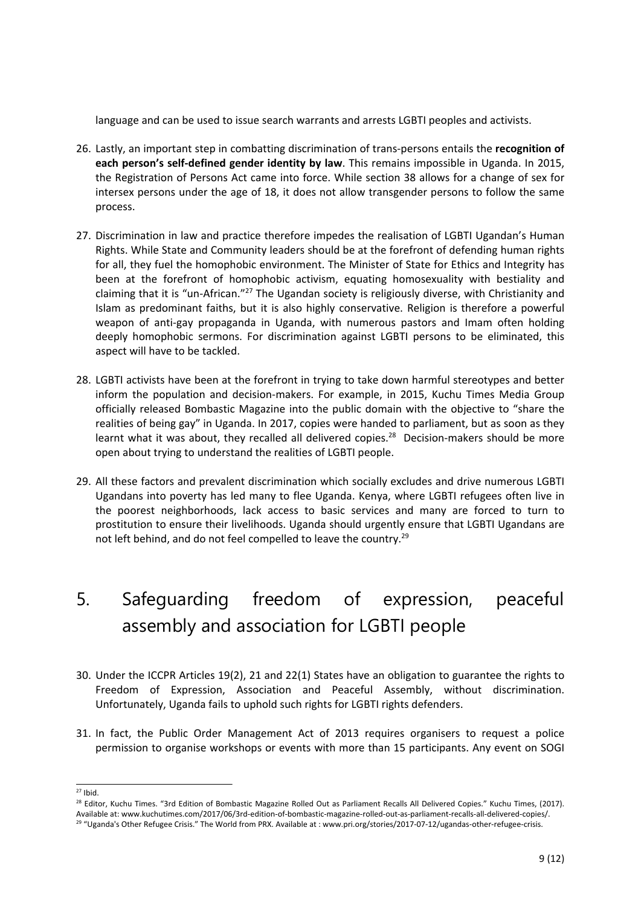language and can be used to issue search warrants and arrests LGBTI peoples and activists.

26. Lastly, an important step in combatting discrimination of trans-persons entails the **recognition of each person's self-defined gender identity by law**. This remains impossible in Uganda. In 2015, the Registration of Persons Act came into force. While section 38 allows for a change of sex for intersex persons under the age of 18, it does not allow transgender persons to follow the same process.

27. Discrimination in law and practice therefore impedes the realisation of LGBTI Ugandan's Human Rights. While State and Community leaders should be at the forefront of defending human rights for all, they fuel the homophobic environment. The Minister of State for Ethics and Integrity has been at the forefront of homophobic activism, equating homosexuality with bestiality and claiming that it is "un-African."[27] The Ugandan society is religiously diverse, with Christianity and Islam as predominant faiths, but it is also highly conservative. Religion is therefore a powerful weapon of anti-gay propaganda in Uganda, with numerous pastors and Imam often holding deeply homophobic sermons. For discrimination against LGBTI persons to be eliminated, this aspect will have to be tackled.

28. LGBTI activists have been at the forefront in trying to take down harmful stereotypes and better inform the population and decision-makers. For example, in 2015, Kuchu Times Media Group officially released Bombastic Magazine into the public domain with the objective to "share the realities of being gay" in Uganda. In 2017, copies were handed to parliament, but as soon as they learnt what it was about, they recalled all delivered copies.[28] Decision-makers should be more open about trying to understand the realities of LGBTI people.

29. All these factors and prevalent discrimination which socially excludes and drive numerous LGBTI Ugandans into poverty has led many to flee Uganda. Kenya, where LGBTI refugees often live in the poorest neighborhoods, lack access to basic services and many are forced to turn to prostitution to ensure their livelihoods. Uganda should urgently ensure that LGBTI Ugandans are not left behind, and do not feel compelled to leave the country.[29]

# 5. Safeguarding freedom of expression, peaceful assembly and association for LGBTI people

30. Under the ICCPR Articles 19(2), 21 and 22(1) States have an obligation to guarantee the rights to Freedom of Expression, Association and Peaceful Assembly, without discrimination. Unfortunately, Uganda fails to uphold such rights for LGBTI rights defenders.

31. In fact, the Public Order Management Act of 2013 requires organisers to request a police permission to organise workshops or events with more than 15 participants. Any event on SOGI

---

[27] Ibid.

[28] Editor, Kuchu Times. "3rd Edition of Bombastic Magazine Rolled Out as Parliament Recalls All Delivered Copies." Kuchu Times, (2017). Available at: www.kuchutimes.com/2017/06/3rd-edition-of-bombastic-magazine-rolled-out-as-parliament-recalls-all-delivered-copies/.

[29] "Uganda's Other Refugee Crisis." The World from PRX. Available at : www.pri.org/stories/2017-07-12/ugandas-other-refugee-crisis.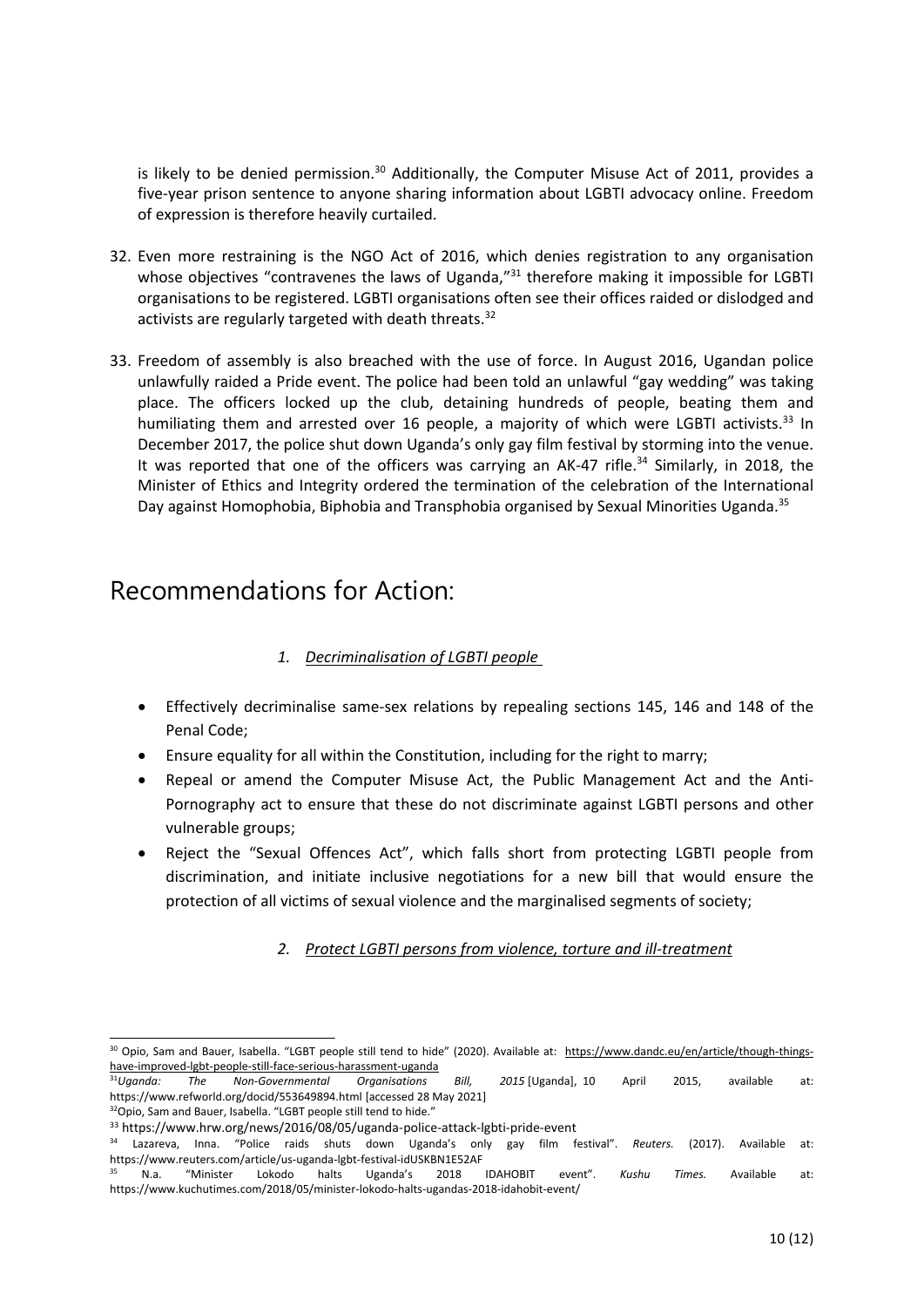is likely to be denied permission.[30] Additionally, the Computer Misuse Act of 2011, provides a five-year prison sentence to anyone sharing information about LGBTI advocacy online. Freedom of expression is therefore heavily curtailed.

32. Even more restraining is the NGO Act of 2016, which denies registration to any organisation whose objectives "contravenes the laws of Uganda,"[31] therefore making it impossible for LGBTI organisations to be registered. LGBTI organisations often see their offices raided or dislodged and activists are regularly targeted with death threats.[32]

33. Freedom of assembly is also breached with the use of force. In August 2016, Ugandan police unlawfully raided a Pride event. The police had been told an unlawful "gay wedding" was taking place. The officers locked up the club, detaining hundreds of people, beating them and humiliating them and arrested over 16 people, a majority of which were LGBTI activists.[33] In December 2017, the police shut down Uganda's only gay film festival by storming into the venue. It was reported that one of the officers was carrying an AK-47 rifle.[34] Similarly, in 2018, the Minister of Ethics and Integrity ordered the termination of the celebration of the International Day against Homophobia, Biphobia and Transphobia organised by Sexual Minorities Uganda.[35]

# Recommendations for Action:

1. *Decriminalisation of LGBTI people*

- Effectively decriminalise same-sex relations by repealing sections 145, 146 and 148 of the Penal Code;
- Ensure equality for all within the Constitution, including for the right to marry;
- Repeal or amend the Computer Misuse Act, the Public Management Act and the Anti-Pornography act to ensure that these do not discriminate against LGBTI persons and other vulnerable groups;
- Reject the "Sexual Offences Act", which falls short from protecting LGBTI people from discrimination, and initiate inclusive negotiations for a new bill that would ensure the protection of all victims of sexual violence and the marginalised segments of society;

2. *Protect LGBTI persons from violence, torture and ill-treatment*

---

[30] Opio, Sam and Bauer, Isabella. "LGBT people still tend to hide" (2020). Available at: https://www.dandc.eu/en/article/though-things-have-improved-lgbt-people-still-face-serious-harassment-uganda

[31] *Uganda: The Non-Governmental Organisations Bill, 2015* [Uganda], 10 April 2015, available at: https://www.refworld.org/docid/553649894.html [accessed 28 May 2021]

[32] Opio, Sam and Bauer, Isabella. "LGBT people still tend to hide."

[33] https://www.hrw.org/news/2016/08/05/uganda-police-attack-lgbti-pride-event

[34] Lazareva, Inna. "Police raids shuts down Uganda's only gay film festival". *Reuters.* (2017). Available at: https://www.reuters.com/article/us-uganda-lgbt-festival-idUSKBN1E52AF

[35] N.a. "Minister Lokodo halts Uganda's 2018 IDAHOBIT event". *Kushu Times.* Available at: https://www.kuchutimes.com/2018/05/minister-lokodo-halts-ugandas-2018-idahobit-event/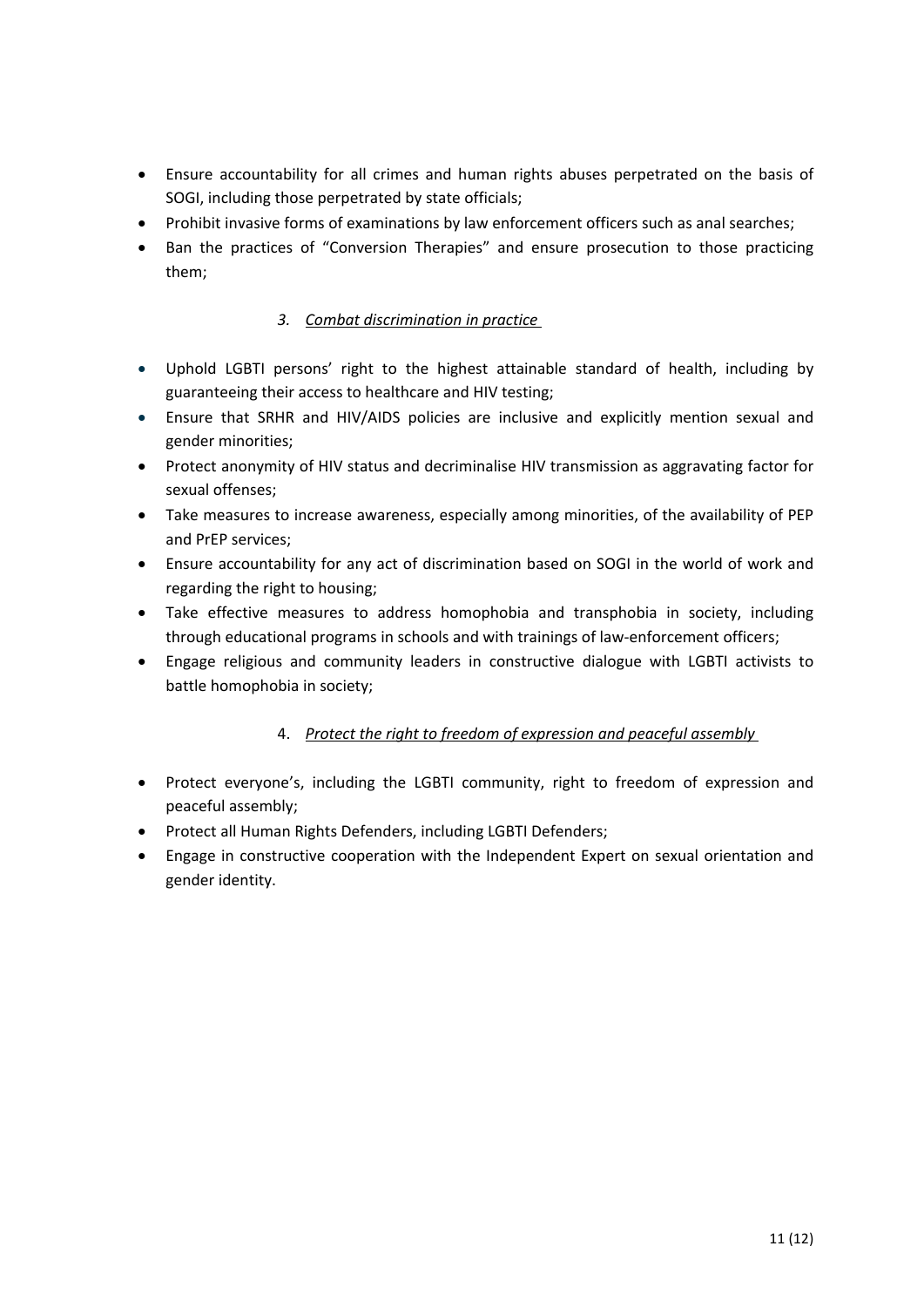- Ensure accountability for all crimes and human rights abuses perpetrated on the basis of SOGI, including those perpetrated by state officials;
- Prohibit invasive forms of examinations by law enforcement officers such as anal searches;
- Ban the practices of "Conversion Therapies" and ensure prosecution to those practicing them;

### 3. *Combat discrimination in practice*

- Uphold LGBTI persons' right to the highest attainable standard of health, including by guaranteeing their access to healthcare and HIV testing;
- Ensure that SRHR and HIV/AIDS policies are inclusive and explicitly mention sexual and gender minorities;
- Protect anonymity of HIV status and decriminalise HIV transmission as aggravating factor for sexual offenses;
- Take measures to increase awareness, especially among minorities, of the availability of PEP and PrEP services;
- Ensure accountability for any act of discrimination based on SOGI in the world of work and regarding the right to housing;
- Take effective measures to address homophobia and transphobia in society, including through educational programs in schools and with trainings of law-enforcement officers;
- Engage religious and community leaders in constructive dialogue with LGBTI activists to battle homophobia in society;

### 4. *Protect the right to freedom of expression and peaceful assembly*

- Protect everyone's, including the LGBTI community, right to freedom of expression and peaceful assembly;
- Protect all Human Rights Defenders, including LGBTI Defenders;
- Engage in constructive cooperation with the Independent Expert on sexual orientation and gender identity.